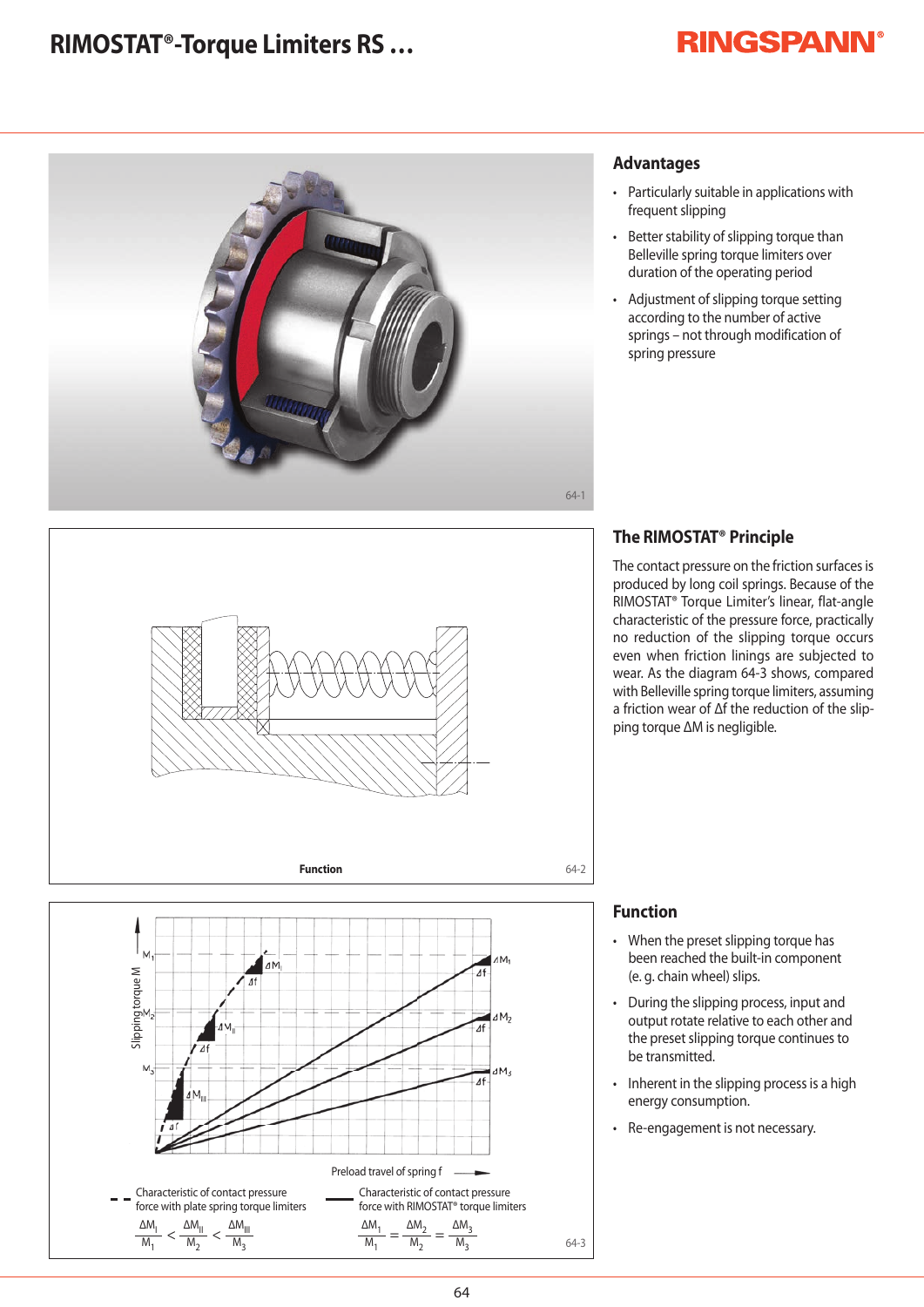# RIMOSTAT®-Torque Limiters RS …

64-1

## Advantages

- Particularly suitable in applications with frequent slipping
- Better stability of slipping torque than Belleville spring torque limiters over duration of the operating period
- Adjustment of slipping torque setting according to the number of active springs – not through modification of spring pressure

Function

64-2

## The RIMOSTAT® Principle

The contact pressure on the friction surfaces is produced by long coil springs. Because of the RIMOSTAT® Torque Limiter's linear, flat-angle characteristic of the pressure force, practically no reduction of the slipping torque occurs even when friction linings are subjected to wear. As the diagram 64-3 shows, compared with Belleville spring torque limiters, assuming a friction wear of Δf the reduction of the slipping torque ΔM is negligible.

Slipping torque M

Preload travel of spring f

Characteristic of contact pressure force with plate spring torque limiters

$$\frac{\Delta M_I}{M_1} < \frac{\Delta M_{II}}{M_2} < \frac{\Delta M_{III}}{M_3}$$

Characteristic of contact pressure force with RIMOSTAT® torque limiters

$$\frac{\Delta M_1}{M_1} = \frac{\Delta M_2}{M_2} = \frac{\Delta M_3}{M_3}$$

64-3

## Function

- When the preset slipping torque has been reached the built-in component (e. g. chain wheel) slips.
- During the slipping process, input and output rotate relative to each other and the preset slipping torque continues to be transmitted.
- Inherent in the slipping process is a high energy consumption.
- Re-engagement is not necessary.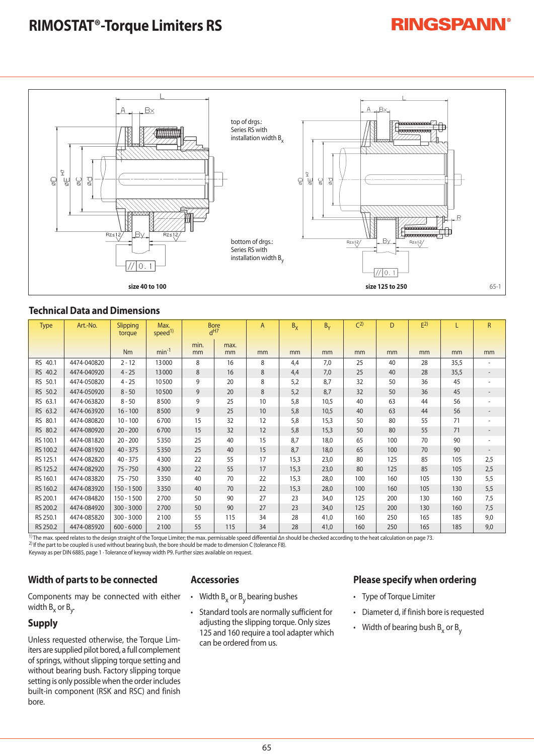# RIMOSTAT®-Torque Limiters RS

top of drgs.: Series RS with installation width $B_x$

bottom of drgs.: Series RS with installation width $B_y$

size 40 to 100

size 125 to 250

65-1

## Technical Data and Dimensions

| Type | Art.-No. | Slipping torque | Max. speed[1] | Bore $d^{H7}$ | | A | $B_X$ | $B_Y$ | C[2] | D | E[2] | L | R |
|---|---|---|---|---|---|---|---|---|---|---|---|---|---|
| | | Nm | min⁻¹ | min. mm | max. mm | mm | mm | mm | mm | mm | mm | mm | mm |
| RS 40.1 | 4474-040820 | 2 - 12 | 13000 | 8 | 16 | 8 | 4,4 | 7,0 | 25 | 40 | 28 | 35,5 | - |
| RS 40.2 | 4474-040920 | 4 - 25 | 13000 | 8 | 16 | 8 | 4,4 | 7,0 | 25 | 40 | 28 | 35,5 | - |
| RS 50.1 | 4474-050820 | 4 - 25 | 10500 | 9 | 20 | 8 | 5,2 | 8,7 | 32 | 50 | 36 | 45 | - |
| RS 50.2 | 4474-050920 | 8 - 50 | 10500 | 9 | 20 | 8 | 5,2 | 8,7 | 32 | 50 | 36 | 45 | - |
| RS 63.1 | 4474-063820 | 8 - 50 | 8500 | 9 | 25 | 10 | 5,8 | 10,5 | 40 | 63 | 44 | 56 | - |
| RS 63.2 | 4474-063920 | 16 - 100 | 8500 | 9 | 25 | 10 | 5,8 | 10,5 | 40 | 63 | 44 | 56 | - |
| RS 80.1 | 4474-080820 | 10 - 100 | 6700 | 15 | 32 | 12 | 5,8 | 15,3 | 50 | 80 | 55 | 71 | - |
| RS 80.2 | 4474-080920 | 20 - 200 | 6700 | 15 | 32 | 12 | 5,8 | 15,3 | 50 | 80 | 55 | 71 | - |
| RS 100.1 | 4474-081820 | 20 - 200 | 5350 | 25 | 40 | 15 | 8,7 | 18,0 | 65 | 100 | 70 | 90 | - |
| RS 100.2 | 4474-081920 | 40 - 375 | 5350 | 25 | 40 | 15 | 8,7 | 18,0 | 65 | 100 | 70 | 90 | - |
| RS 125.1 | 4474-082820 | 40 - 375 | 4300 | 22 | 55 | 17 | 15,3 | 23,0 | 80 | 125 | 85 | 105 | 2,5 |
| RS 125.2 | 4474-082920 | 75 - 750 | 4300 | 22 | 55 | 17 | 15,3 | 23,0 | 80 | 125 | 85 | 105 | 2,5 |
| RS 160.1 | 4474-083820 | 75 - 750 | 3350 | 40 | 70 | 22 | 15,3 | 28,0 | 100 | 160 | 105 | 130 | 5,5 |
| RS 160.2 | 4474-083920 | 150 - 1500 | 3350 | 40 | 70 | 22 | 15,3 | 28,0 | 100 | 160 | 105 | 130 | 5,5 |
| RS 200.1 | 4474-084820 | 150 - 1500 | 2700 | 50 | 90 | 27 | 23 | 34,0 | 125 | 200 | 130 | 160 | 7,5 |
| RS 200.2 | 4474-084920 | 300 - 3000 | 2700 | 50 | 90 | 27 | 23 | 34,0 | 125 | 200 | 130 | 160 | 7,5 |
| RS 250.1 | 4474-085820 | 300 - 3000 | 2100 | 55 | 115 | 34 | 28 | 41,0 | 160 | 250 | 165 | 185 | 9,0 |
| RS 250.2 | 4474-085920 | 600 - 6000 | 2100 | 55 | 115 | 34 | 28 | 41,0 | 160 | 250 | 165 | 185 | 9,0 |

[1] The max. speed relates to the design straight of the Torque Limiter; the max. permissable speed differential Δn should be checked according to the heat calculation on page 73.
[2] If the part to be coupled is used without bearing bush, the bore should be made to dimension C (tolerance F8).
Keyway as per DIN 6885, page 1 · Tolerance of keyway width P9. Further sizes available on request.

## Width of parts to be connected

Components may be connected with either width $B_x$ or $B_y$.

## Supply

Unless requested otherwise, the Torque Limiters are supplied pilot bored, a full complement of springs, without slipping torque setting and without bearing bush. Factory slipping torque setting is only possible when the order includes built-in component (RSK and RSC) and finish bore.

## Accessories

- Width $B_x$ or $B_y$ bearing bushes
- Standard tools are normally sufficient for adjusting the slipping torque. Only sizes 125 and 160 require a tool adapter which can be ordered from us.

## Please specify when ordering

- Type of Torque Limiter
- Diameter d, if finish bore is requested
- Width of bearing bush $B_x$ or $B_y$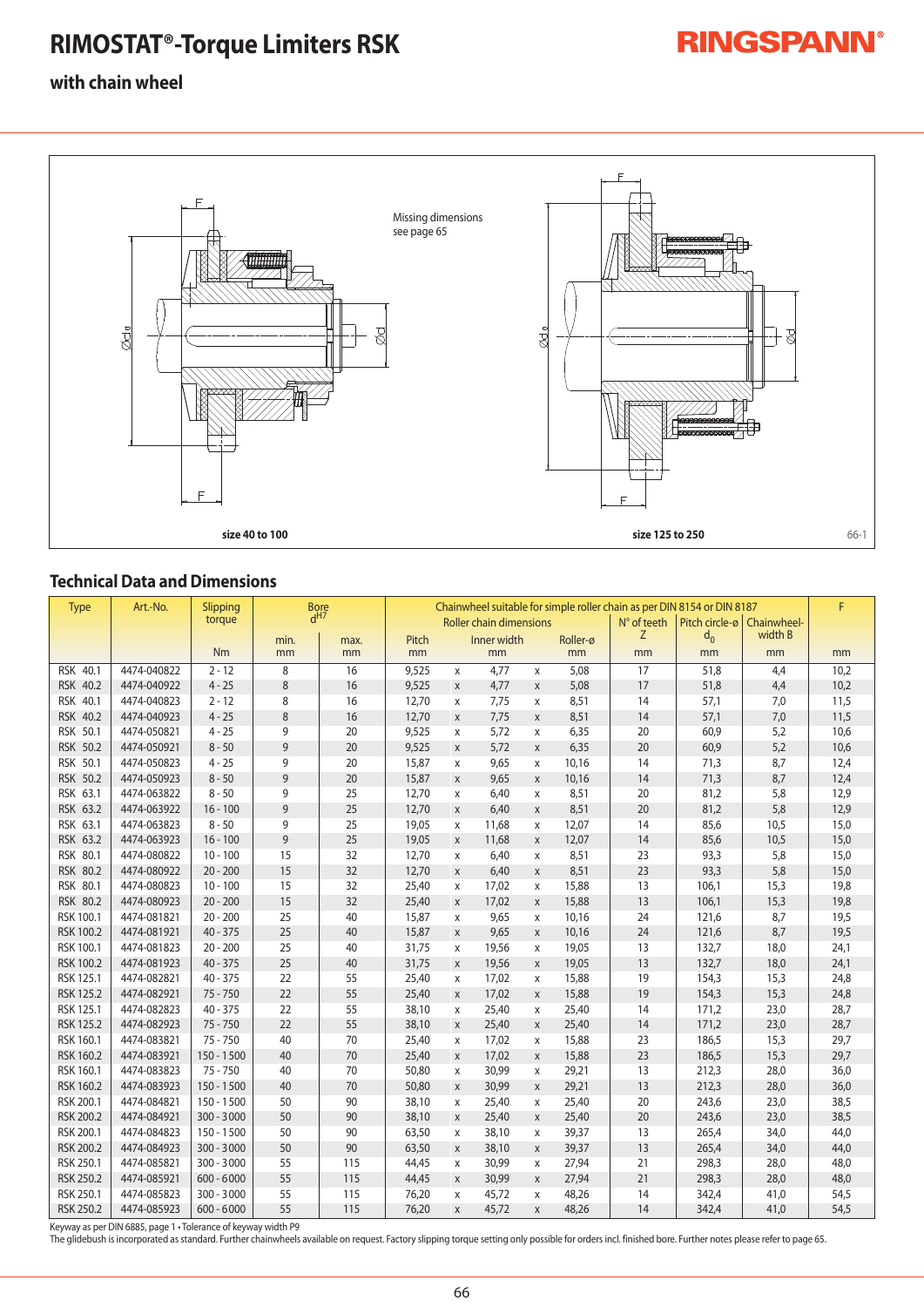# RIMOSTAT®-Torque Limiters RSK

## with chain wheel

Missing dimensions see page 65

size 40 to 100

size 125 to 250

66-1

## Technical Data and Dimensions

| Type | Art.-No. | Slipping torque | Bore $d^{H7}$ | | Chainwheel suitable for simple roller chain as per DIN 8154 or DIN 8187 | | | | | | | | F |
|---|---|---|---|---|---|---|---|---|---|---|---|---|---|
| | | | | | Roller chain dimensions | | | | | N° of teeth Z | Pitch circle-ø $d_0$ | Chainwheel-width B | |
| | | | min. | max. | Pitch | | Inner width | | Roller-ø | | | | |
| | | Nm | mm | mm | mm | | mm | | mm | mm | mm | mm | mm |
| RSK 40.1 | 4474-040822 | 2 - 12 | 8 | 16 | 9,525 | x | 4,77 | x | 5,08 | 17 | 51,8 | 4,4 | 10,2 |
| RSK 40.2 | 4474-040922 | 4 - 25 | 8 | 16 | 9,525 | x | 4,77 | x | 5,08 | 17 | 51,8 | 4,4 | 10,2 |
| RSK 40.1 | 4474-040823 | 2 - 12 | 8 | 16 | 12,70 | x | 7,75 | x | 8,51 | 14 | 57,1 | 7,0 | 11,5 |
| RSK 40.2 | 4474-040923 | 4 - 25 | 8 | 16 | 12,70 | x | 7,75 | x | 8,51 | 14 | 57,1 | 7,0 | 11,5 |
| RSK 50.1 | 4474-050821 | 4 - 25 | 9 | 20 | 9,525 | x | 5,72 | x | 6,35 | 20 | 60,9 | 5,2 | 10,6 |
| RSK 50.2 | 4474-050921 | 8 - 50 | 9 | 20 | 9,525 | x | 5,72 | x | 6,35 | 20 | 60,9 | 5,2 | 10,6 |
| RSK 50.1 | 4474-050823 | 4 - 25 | 9 | 20 | 15,87 | x | 9,65 | x | 10,16 | 14 | 71,3 | 8,7 | 12,4 |
| RSK 50.2 | 4474-050923 | 8 - 50 | 9 | 20 | 15,87 | x | 9,65 | x | 10,16 | 14 | 71,3 | 8,7 | 12,4 |
| RSK 63.1 | 4474-063822 | 8 - 50 | 9 | 25 | 12,70 | x | 6,40 | x | 8,51 | 20 | 81,2 | 5,8 | 12,9 |
| RSK 63.2 | 4474-063922 | 16 - 100 | 9 | 25 | 12,70 | x | 6,40 | x | 8,51 | 20 | 81,2 | 5,8 | 12,9 |
| RSK 63.1 | 4474-063823 | 8 - 50 | 9 | 25 | 19,05 | x | 11,68 | x | 12,07 | 14 | 85,6 | 10,5 | 15,0 |
| RSK 63.2 | 4474-063923 | 16 - 100 | 9 | 25 | 19,05 | x | 11,68 | x | 12,07 | 14 | 85,6 | 10,5 | 15,0 |
| RSK 80.1 | 4474-080822 | 10 - 100 | 15 | 32 | 12,70 | x | 6,40 | x | 8,51 | 23 | 93,3 | 5,8 | 15,0 |
| RSK 80.2 | 4474-080922 | 20 - 200 | 15 | 32 | 12,70 | x | 6,40 | x | 8,51 | 23 | 93,3 | 5,8 | 15,0 |
| RSK 80.1 | 4474-080823 | 10 - 100 | 15 | 32 | 25,40 | x | 17,02 | x | 15,88 | 13 | 106,1 | 15,3 | 19,8 |
| RSK 80.2 | 4474-080923 | 20 - 200 | 15 | 32 | 25,40 | x | 17,02 | x | 15,88 | 13 | 106,1 | 15,3 | 19,8 |
| RSK 100.1 | 4474-081821 | 20 - 200 | 25 | 40 | 15,87 | x | 9,65 | x | 10,16 | 24 | 121,6 | 8,7 | 19,5 |
| RSK 100.2 | 4474-081921 | 40 - 375 | 25 | 40 | 15,87 | x | 9,65 | x | 10,16 | 24 | 121,6 | 8,7 | 19,5 |
| RSK 100.1 | 4474-081823 | 20 - 200 | 25 | 40 | 31,75 | x | 19,56 | x | 19,05 | 13 | 132,7 | 18,0 | 24,1 |
| RSK 100.2 | 4474-081923 | 40 - 375 | 25 | 40 | 31,75 | x | 19,56 | x | 19,05 | 13 | 132,7 | 18,0 | 24,1 |
| RSK 125.1 | 4474-082821 | 40 - 375 | 22 | 55 | 25,40 | x | 17,02 | x | 15,88 | 19 | 154,3 | 15,3 | 24,8 |
| RSK 125.2 | 4474-082921 | 75 - 750 | 22 | 55 | 25,40 | x | 17,02 | x | 15,88 | 19 | 154,3 | 15,3 | 24,8 |
| RSK 125.1 | 4474-082823 | 40 - 375 | 22 | 55 | 38,10 | x | 25,40 | x | 25,40 | 14 | 171,2 | 23,0 | 28,7 |
| RSK 125.2 | 4474-082923 | 75 - 750 | 22 | 55 | 38,10 | x | 25,40 | x | 25,40 | 14 | 171,2 | 23,0 | 28,7 |
| RSK 160.1 | 4474-083821 | 75 - 750 | 40 | 70 | 25,40 | x | 17,02 | x | 15,88 | 23 | 186,5 | 15,3 | 29,7 |
| RSK 160.2 | 4474-083921 | 150 - 1500 | 40 | 70 | 25,40 | x | 17,02 | x | 15,88 | 23 | 186,5 | 15,3 | 29,7 |
| RSK 160.1 | 4474-083823 | 75 - 750 | 40 | 70 | 50,80 | x | 30,99 | x | 29,21 | 13 | 212,3 | 28,0 | 36,0 |
| RSK 160.2 | 4474-083923 | 150 - 1500 | 40 | 70 | 50,80 | x | 30,99 | x | 29,21 | 13 | 212,3 | 28,0 | 36,0 |
| RSK 200.1 | 4474-084821 | 150 - 1500 | 50 | 90 | 38,10 | x | 25,40 | x | 25,40 | 20 | 243,6 | 23,0 | 38,5 |
| RSK 200.2 | 4474-084921 | 300 - 3000 | 50 | 90 | 38,10 | x | 25,40 | x | 25,40 | 20 | 243,6 | 23,0 | 38,5 |
| RSK 200.1 | 4474-084823 | 150 - 1500 | 50 | 90 | 63,50 | x | 38,10 | x | 39,37 | 13 | 265,4 | 34,0 | 44,0 |
| RSK 200.2 | 4474-084923 | 300 - 3000 | 50 | 90 | 63,50 | x | 38,10 | x | 39,37 | 13 | 265,4 | 34,0 | 44,0 |
| RSK 250.1 | 4474-085821 | 300 - 3000 | 55 | 115 | 44,45 | x | 30,99 | x | 27,94 | 21 | 298,3 | 28,0 | 48,0 |
| RSK 250.2 | 4474-085921 | 600 - 6000 | 55 | 115 | 44,45 | x | 30,99 | x | 27,94 | 21 | 298,3 | 28,0 | 48,0 |
| RSK 250.1 | 4474-085823 | 300 - 3000 | 55 | 115 | 76,20 | x | 45,72 | x | 48,26 | 14 | 342,4 | 41,0 | 54,5 |
| RSK 250.2 | 4474-085923 | 600 - 6000 | 55 | 115 | 76,20 | x | 45,72 | x | 48,26 | 14 | 342,4 | 41,0 | 54,5 |

Keyway as per DIN 6885, page 1 • Tolerance of keyway width P9

The glidebush is incorporated as standard. Further chainwheels available on request. Factory slipping torque setting only possible for orders incl. finished bore. Further notes please refer to page 65.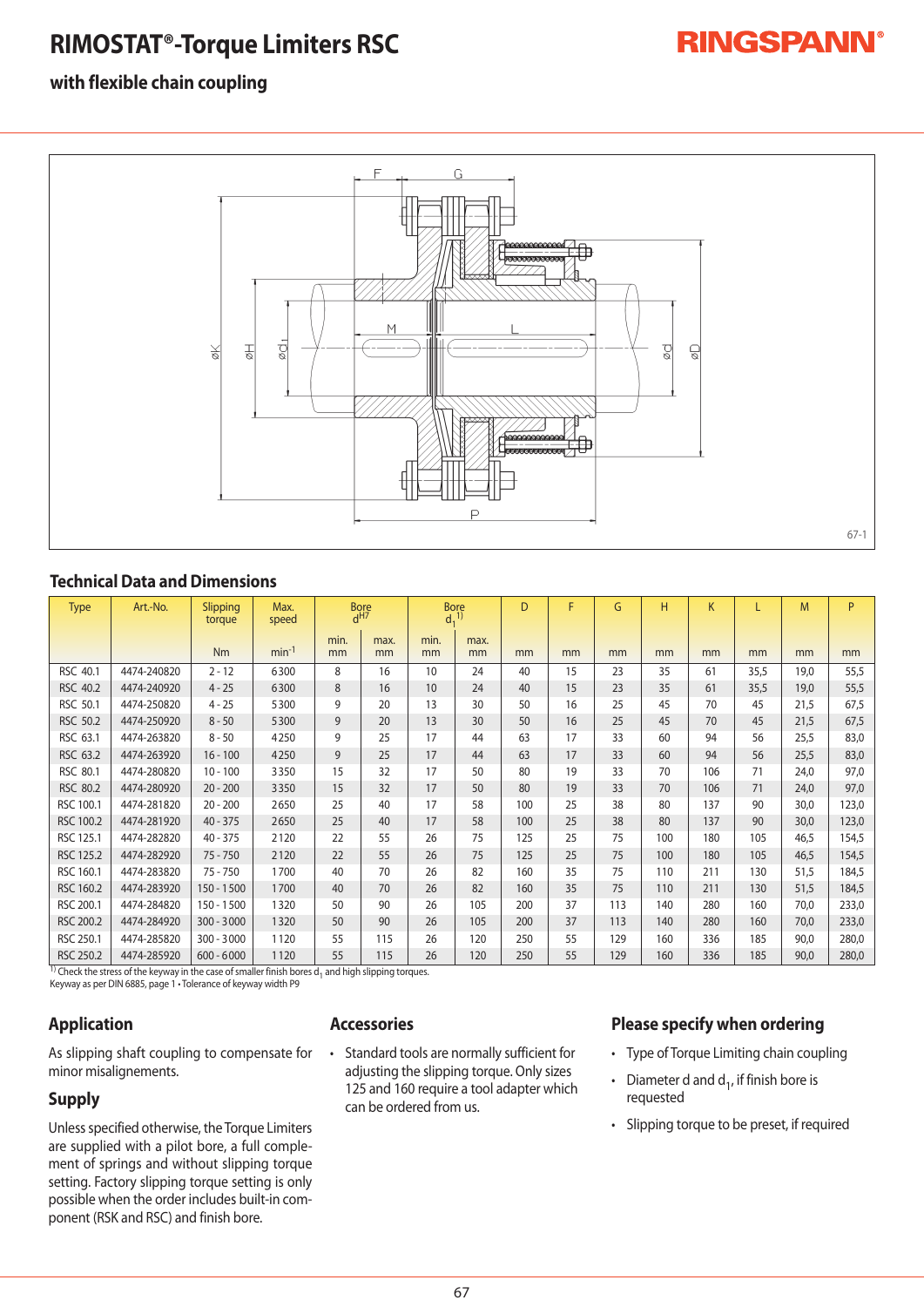# RIMOSTAT®-Torque Limiters RSC

**with flexible chain coupling**

F
G
M
L
ØK
ØH
Ød1
Ød
ØD
P
67-1

## Technical Data and Dimensions

| Type | Art.-No. | Slipping torque | Max. speed | Bore $d^{H7}$ | | Bore $d_1$ [1] | | D | F | G | H | K | L | M | P |
|---|---|---|---|---|---|---|---|---|---|---|---|---|---|---|---|
| | | | | min. | max. | min. | max. | | | | | | | | |
| | | Nm | min$^{-1}$ | mm | mm | mm | mm | mm | mm | mm | mm | mm | mm | mm | mm |
| RSC 40.1 | 4474-240820 | 2 - 12 | 6300 | 8 | 16 | 10 | 24 | 40 | 15 | 23 | 35 | 61 | 35,5 | 19,0 | 55,5 |
| RSC 40.2 | 4474-240920 | 4 - 25 | 6300 | 8 | 16 | 10 | 24 | 40 | 15 | 23 | 35 | 61 | 35,5 | 19,0 | 55,5 |
| RSC 50.1 | 4474-250820 | 4 - 25 | 5300 | 9 | 20 | 13 | 30 | 50 | 16 | 25 | 45 | 70 | 45 | 21,5 | 67,5 |
| RSC 50.2 | 4474-250920 | 8 - 50 | 5300 | 9 | 20 | 13 | 30 | 50 | 16 | 25 | 45 | 70 | 45 | 21,5 | 67,5 |
| RSC 63.1 | 4474-263820 | 8 - 50 | 4250 | 9 | 25 | 17 | 44 | 63 | 17 | 33 | 60 | 94 | 56 | 25,5 | 83,0 |
| RSC 63.2 | 4474-263920 | 16 - 100 | 4250 | 9 | 25 | 17 | 44 | 63 | 17 | 33 | 60 | 94 | 56 | 25,5 | 83,0 |
| RSC 80.1 | 4474-280820 | 10 - 100 | 3350 | 15 | 32 | 17 | 50 | 80 | 19 | 33 | 70 | 106 | 71 | 24,0 | 97,0 |
| RSC 80.2 | 4474-280920 | 20 - 200 | 3350 | 15 | 32 | 17 | 50 | 80 | 19 | 33 | 70 | 106 | 71 | 24,0 | 97,0 |
| RSC 100.1 | 4474-281820 | 20 - 200 | 2650 | 25 | 40 | 17 | 58 | 100 | 25 | 38 | 80 | 137 | 90 | 30,0 | 123,0 |
| RSC 100.2 | 4474-281920 | 40 - 375 | 2650 | 25 | 40 | 17 | 58 | 100 | 25 | 38 | 80 | 137 | 90 | 30,0 | 123,0 |
| RSC 125.1 | 4474-282820 | 40 - 375 | 2120 | 22 | 55 | 26 | 75 | 125 | 25 | 75 | 100 | 180 | 105 | 46,5 | 154,5 |
| RSC 125.2 | 4474-282920 | 75 - 750 | 2120 | 22 | 55 | 26 | 75 | 125 | 25 | 75 | 100 | 180 | 105 | 46,5 | 154,5 |
| RSC 160.1 | 4474-283820 | 75 - 750 | 1700 | 40 | 70 | 26 | 82 | 160 | 35 | 75 | 110 | 211 | 130 | 51,5 | 184,5 |
| RSC 160.2 | 4474-283920 | 150 - 1500 | 1700 | 40 | 70 | 26 | 82 | 160 | 35 | 75 | 110 | 211 | 130 | 51,5 | 184,5 |
| RSC 200.1 | 4474-284820 | 150 - 1500 | 1320 | 50 | 90 | 26 | 105 | 200 | 37 | 113 | 140 | 280 | 160 | 70,0 | 233,0 |
| RSC 200.2 | 4474-284920 | 300 - 3000 | 1320 | 50 | 90 | 26 | 105 | 200 | 37 | 113 | 140 | 280 | 160 | 70,0 | 233,0 |
| RSC 250.1 | 4474-285820 | 300 - 3000 | 1120 | 55 | 115 | 26 | 120 | 250 | 55 | 129 | 160 | 336 | 185 | 90,0 | 280,0 |
| RSC 250.2 | 4474-285920 | 600 - 6000 | 1120 | 55 | 115 | 26 | 120 | 250 | 55 | 129 | 160 | 336 | 185 | 90,0 | 280,0 |

[1] Check the stress of the keyway in the case of smaller finish bores $d_1$ and high slipping torques.
Keyway as per DIN 6885, page 1 • Tolerance of keyway width P9

## Application

As slipping shaft coupling to compensate for minor misalignements.

## Supply

Unless specified otherwise, the Torque Limiters are supplied with a pilot bore, a full complement of springs and without slipping torque setting. Factory slipping torque setting is only possible when the order includes built-in component (RSK and RSC) and finish bore.

## Accessories

- Standard tools are normally sufficient for adjusting the slipping torque. Only sizes 125 and 160 require a tool adapter which can be ordered from us.

## Please specify when ordering

- Type of Torque Limiting chain coupling
- Diameter d and $d_1$, if finish bore is requested
- Slipping torque to be preset, if required